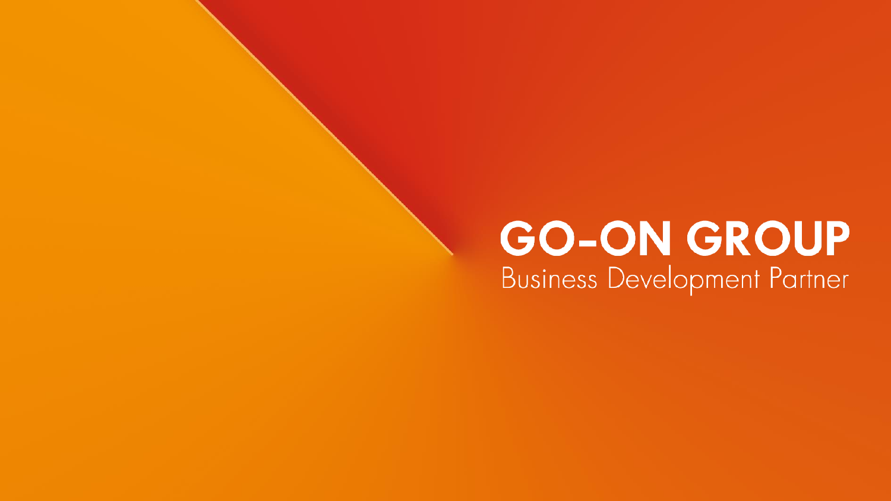# GO-ON GROUP

Business Development Partner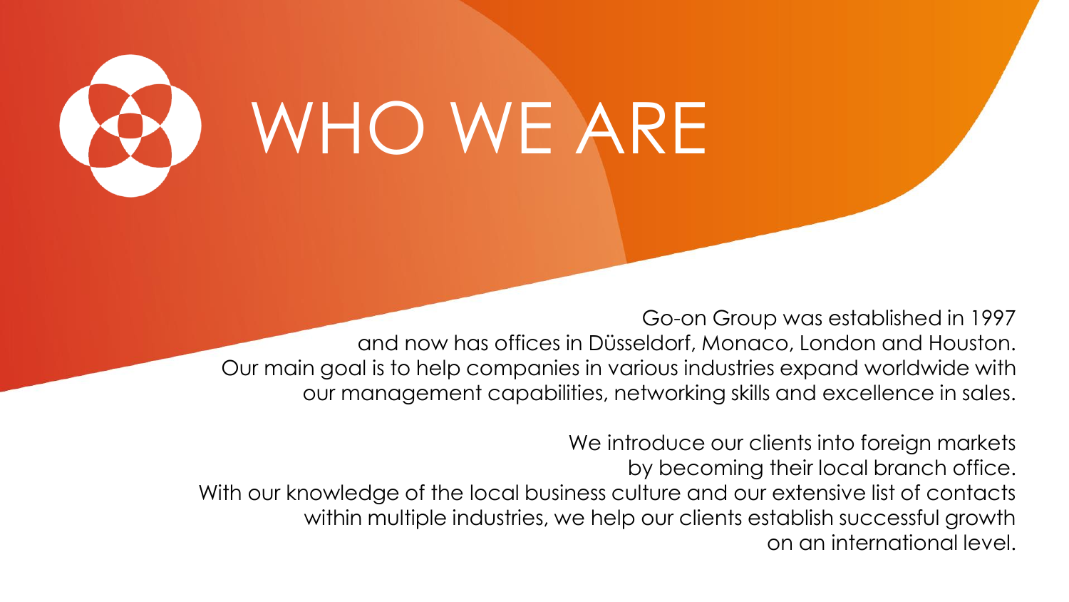# WHO WE ARE

Go-on Group was established in 1997
and now has offices in Düsseldorf, Monaco, London and Houston.
Our main goal is to help companies in various industries expand worldwide with
our management capabilities, networking skills and excellence in sales.

We introduce our clients into foreign markets
by becoming their local branch office.
With our knowledge of the local business culture and our extensive list of contacts
within multiple industries, we help our clients establish successful growth
on an international level.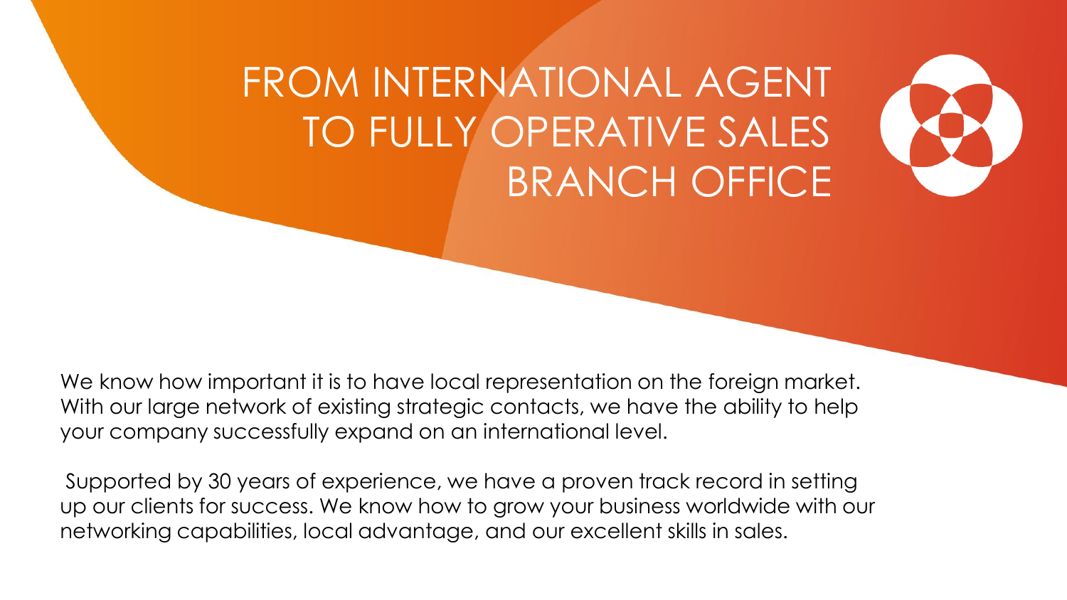# FROM INTERNATIONAL AGENT TO FULLY OPERATIVE SALES BRANCH OFFICE

We know how important it is to have local representation on the foreign market. With our large network of existing strategic contacts, we have the ability to help your company successfully expand on an international level.

Supported by 30 years of experience, we have a proven track record in setting up our clients for success. We know how to grow your business worldwide with our networking capabilities, local advantage, and our excellent skills in sales.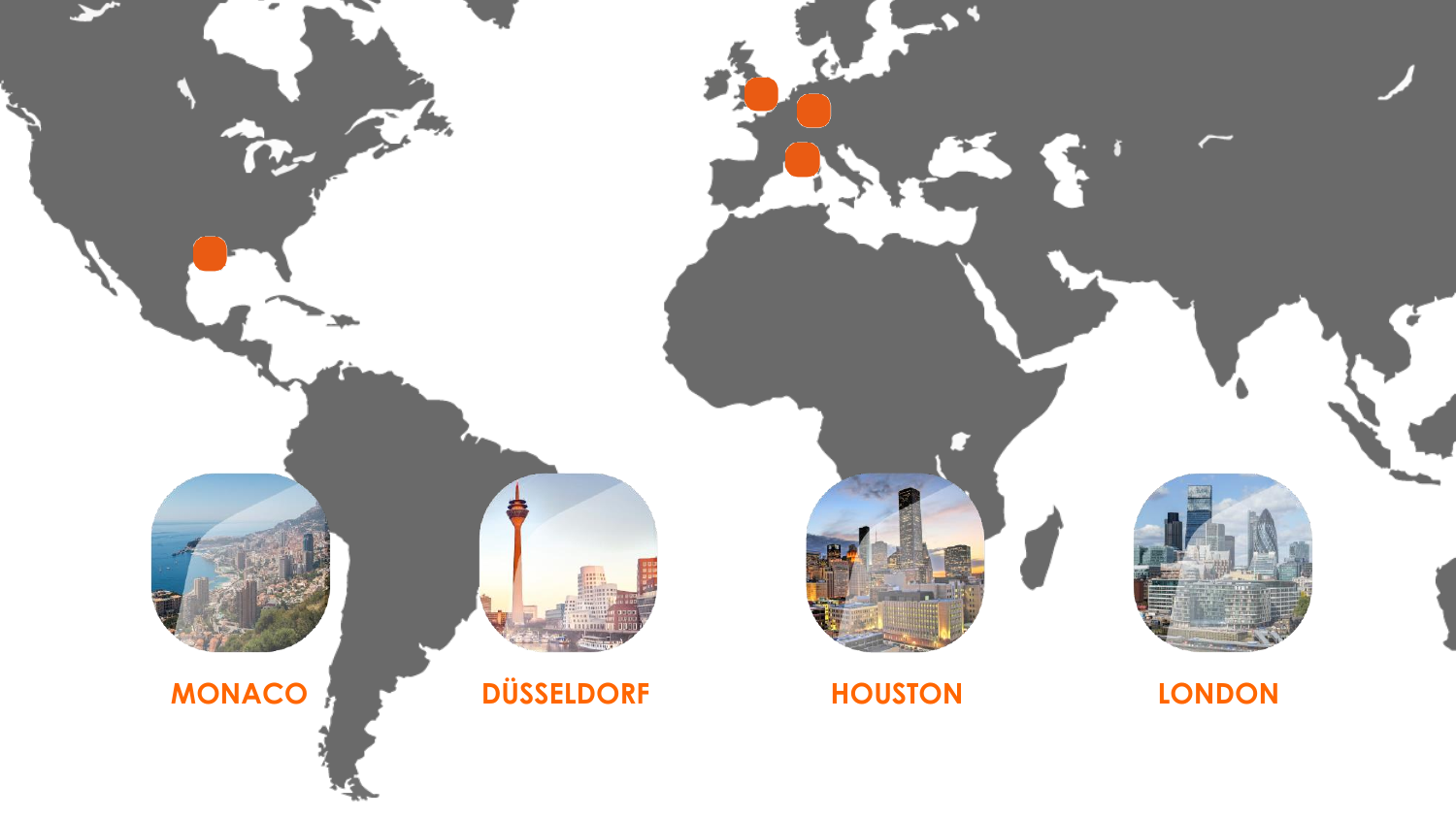MONACO

DÜSSELDORF

HOUSTON

LONDON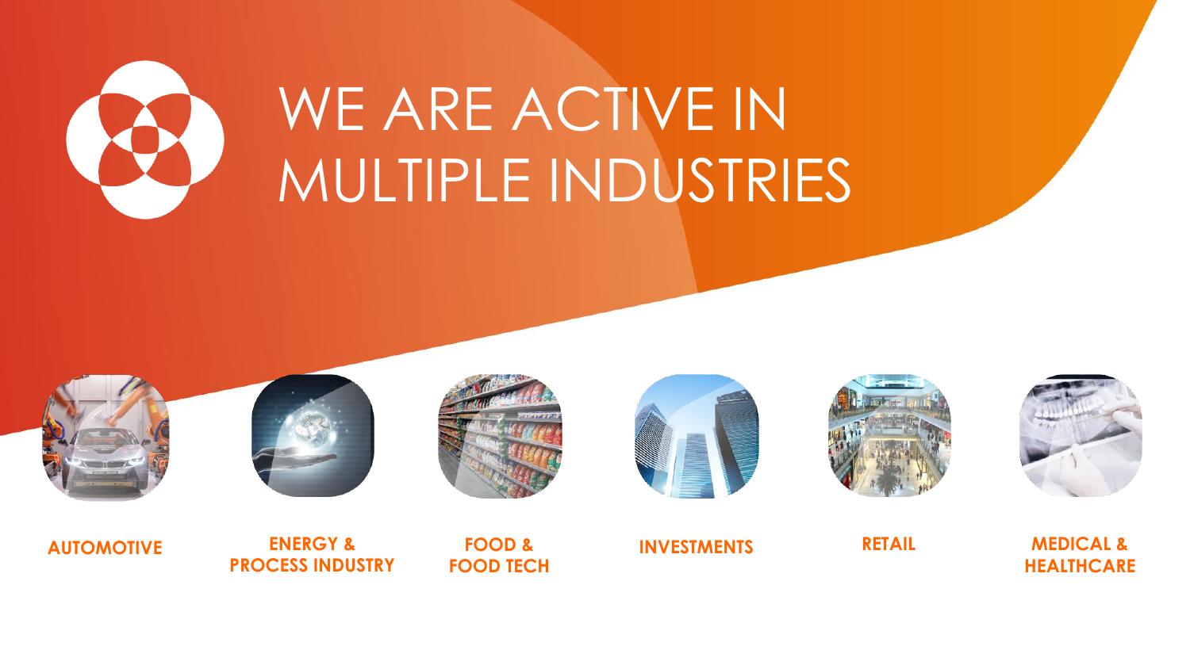# WE ARE ACTIVE IN MULTIPLE INDUSTRIES

**AUTOMOTIVE**

**ENERGY & PROCESS INDUSTRY**

**FOOD & FOOD TECH**

**INVESTMENTS**

**RETAIL**

**MEDICAL & HEALTHCARE**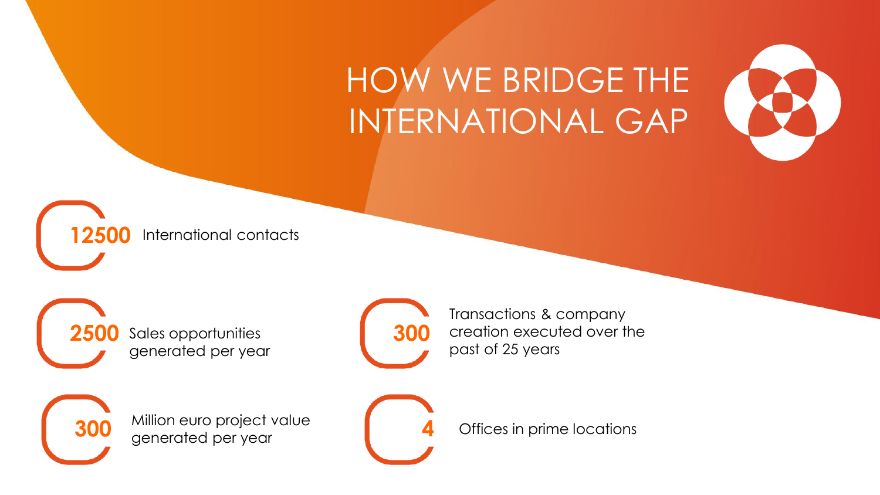# HOW WE BRIDGE THE INTERNATIONAL GAP

**12500** International contacts

**2500** Sales opportunities generated per year

**300** Transactions & company creation executed over the past of 25 years

**300** Million euro project value generated per year

**4** Offices in prime locations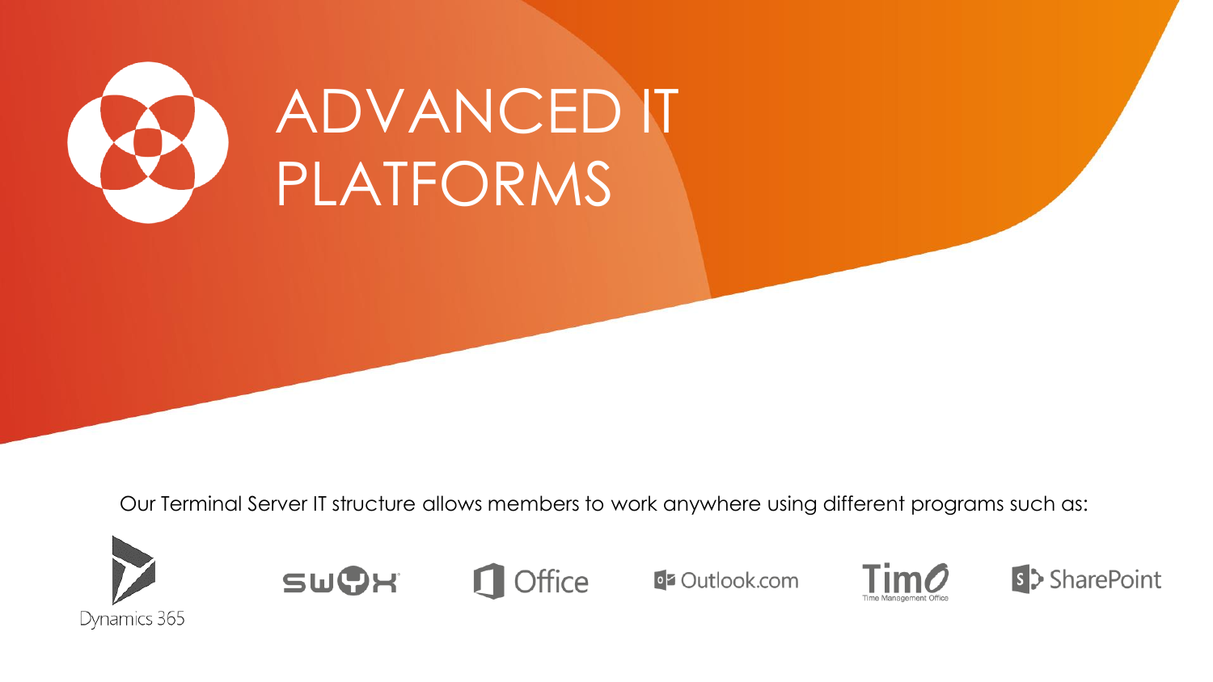# ADVANCED IT PLATFORMS

Our Terminal Server IT structure allows members to work anywhere using different programs such as:

Dynamics 365

SWYX

Office

Outlook.com

Timo
Time Management Office

SharePoint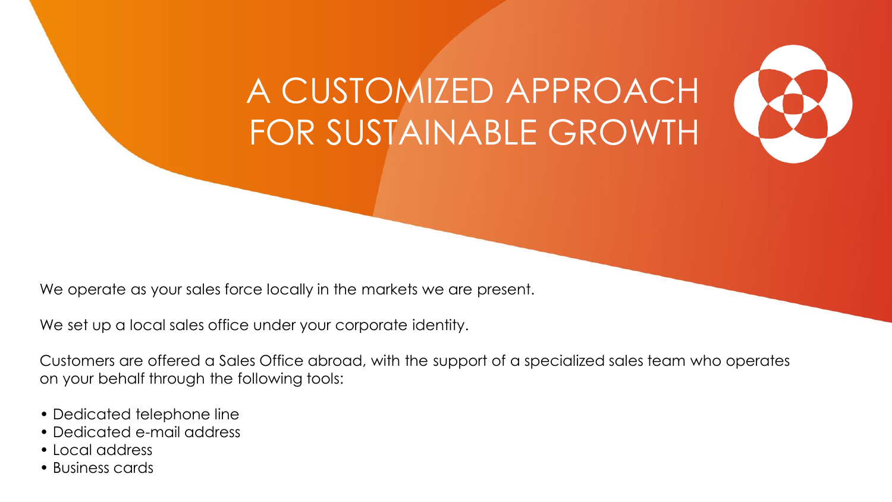# A CUSTOMIZED APPROACH FOR SUSTAINABLE GROWTH

We operate as your sales force locally in the markets we are present.

We set up a local sales office under your corporate identity.

Customers are offered a Sales Office abroad, with the support of a specialized sales team who operates on your behalf through the following tools:

- Dedicated telephone line
- Dedicated e-mail address
- Local address
- Business cards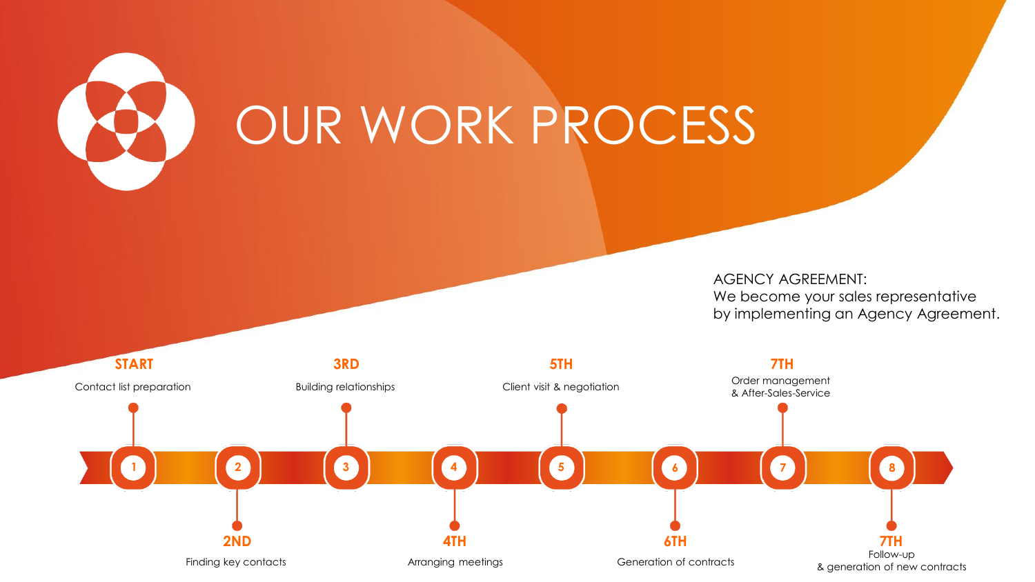# OUR WORK PROCESS

AGENCY AGREEMENT:
We become your sales representative by implementing an Agency Agreement.

1. **START**
   Contact list preparation
2. **2ND**
   Finding key contacts
3. **3RD**
   Building relationships
4. **4TH**
   Arranging meetings
5. **5TH**
   Client visit & negotiation
6. **6TH**
   Generation of contracts
7. **7TH**
   Order management & After-Sales-Service
8. **7TH**
   Follow-up & generation of new contracts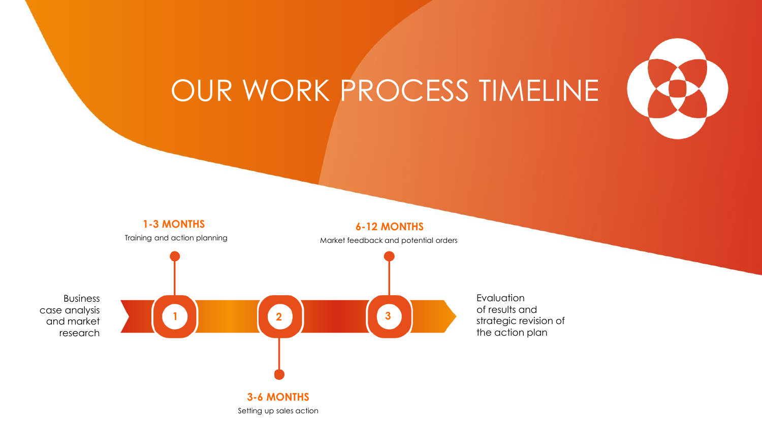# OUR WORK PROCESS TIMELINE

Business case analysis and market research

**1**

**1-3 MONTHS**

Training and action planning

**2**

**3-6 MONTHS**

Setting up sales action

**3**

**6-12 MONTHS**

Market feedback and potential orders

Evaluation of results and strategic revision of the action plan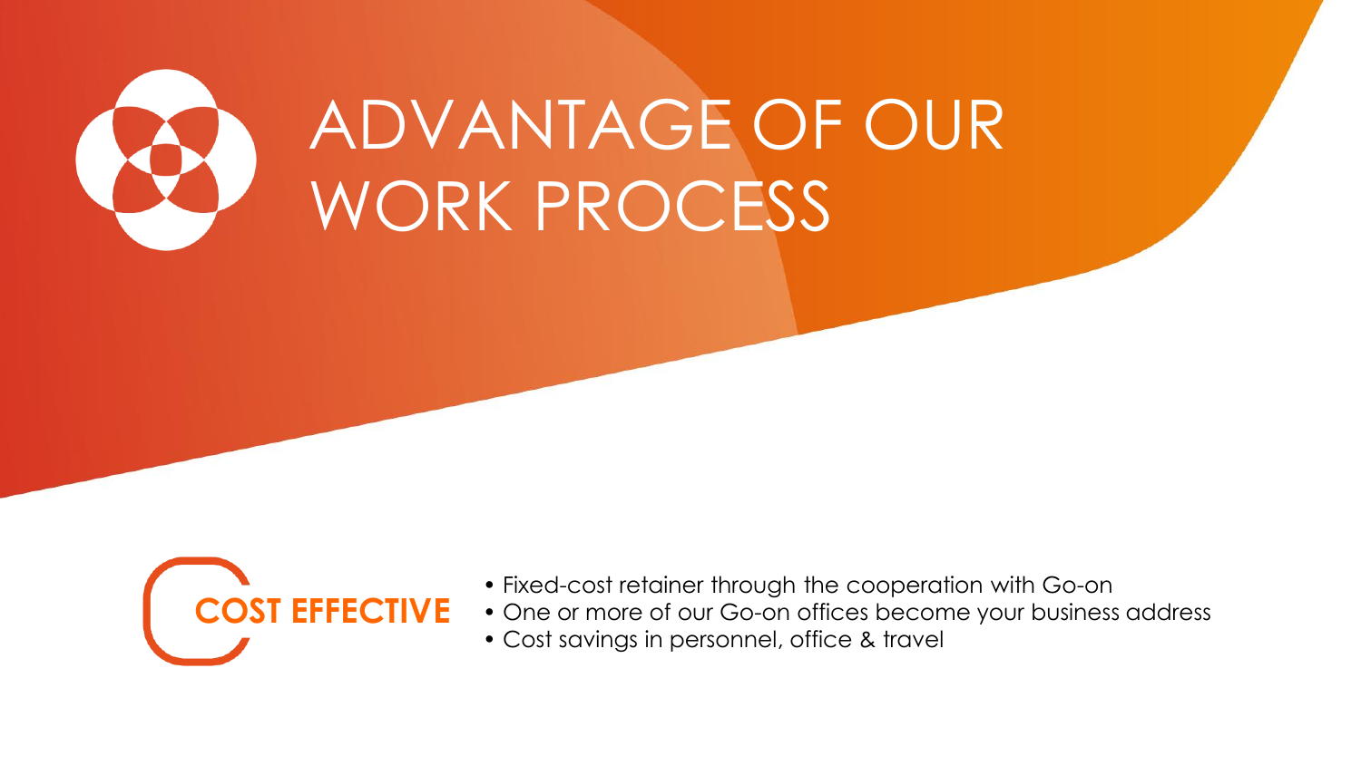# ADVANTAGE OF OUR WORK PROCESS

**COST EFFECTIVE**

- Fixed-cost retainer through the cooperation with Go-on
- One or more of our Go-on offices become your business address
- Cost savings in personnel, office & travel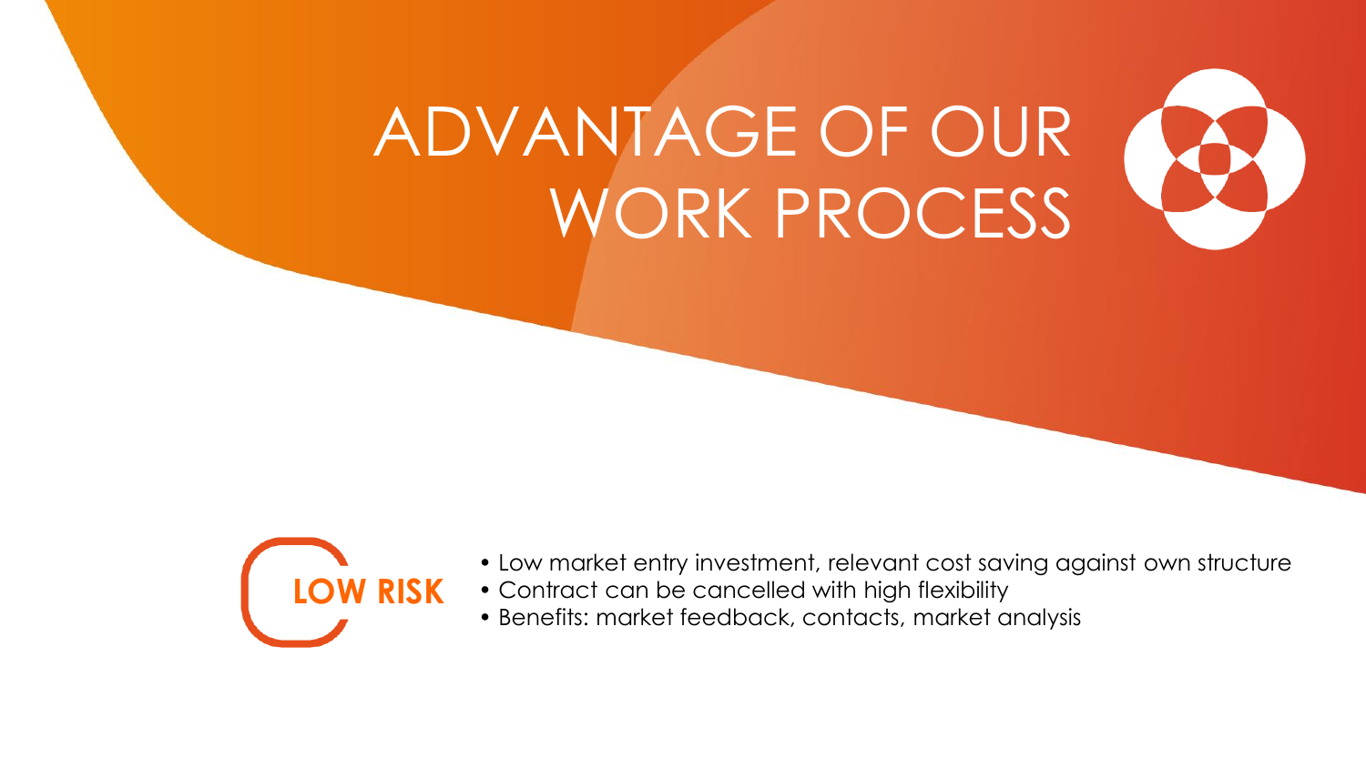# ADVANTAGE OF OUR WORK PROCESS

**LOW RISK**

- Low market entry investment, relevant cost saving against own structure
- Contract can be cancelled with high flexibility
- Benefits: market feedback, contacts, market analysis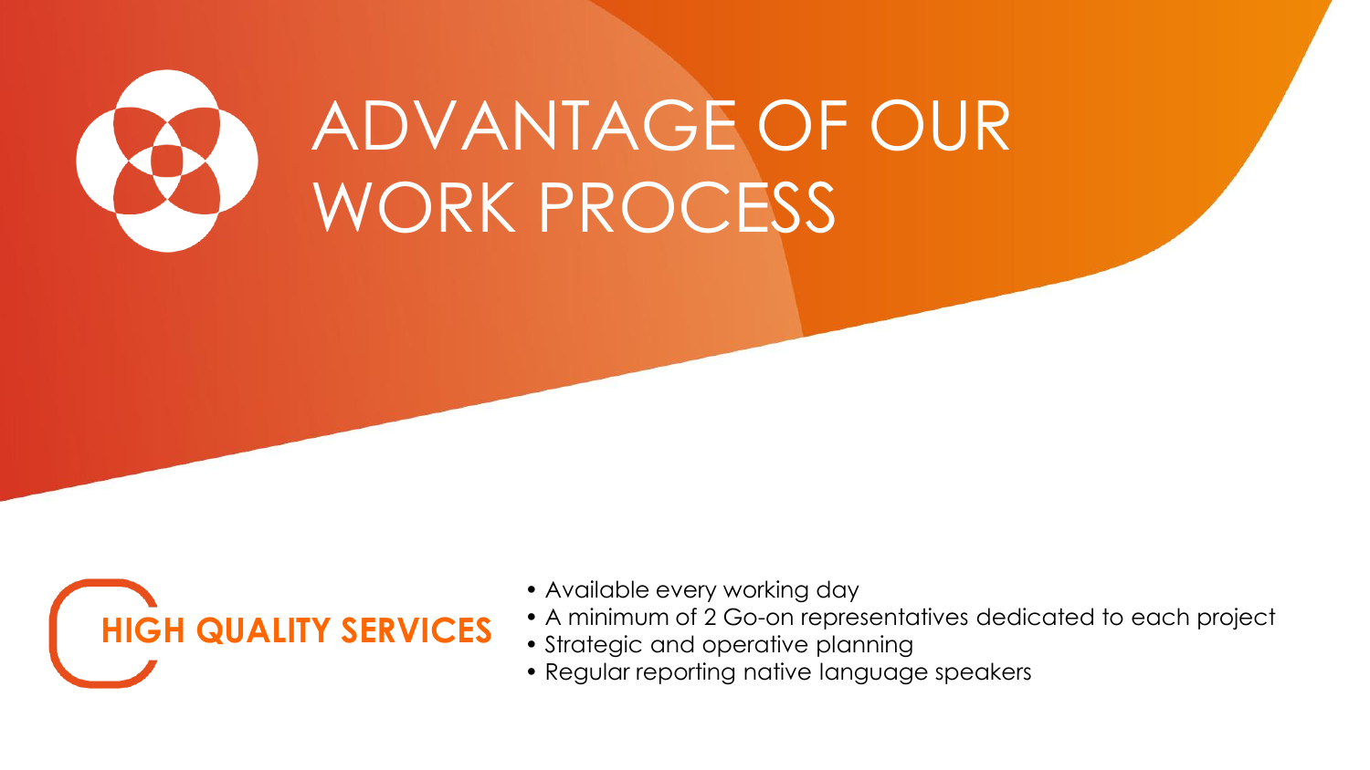# ADVANTAGE OF OUR WORK PROCESS

**HIGH QUALITY SERVICES**

- Available every working day
- A minimum of 2 Go-on representatives dedicated to each project
- Strategic and operative planning
- Regular reporting native language speakers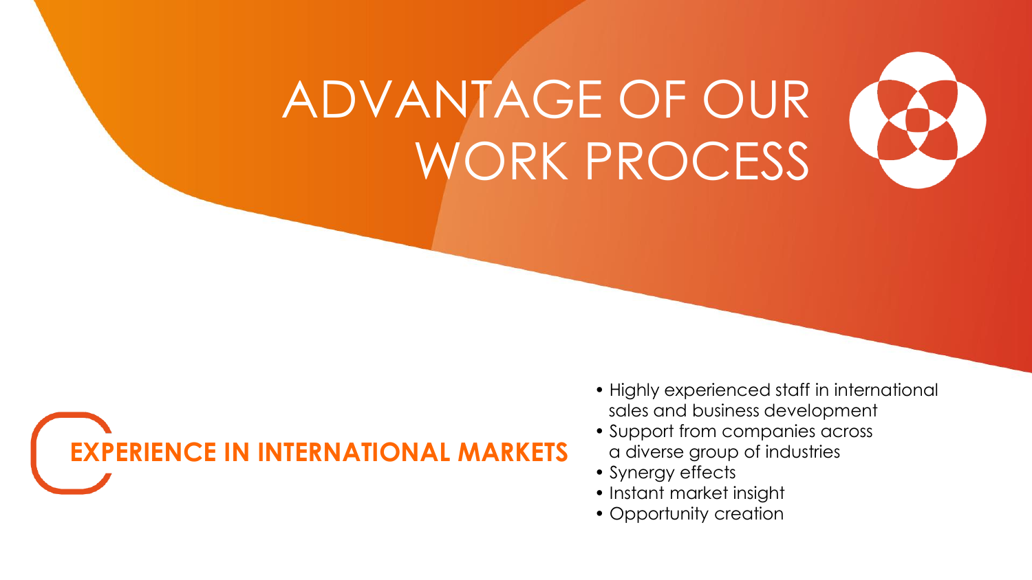# ADVANTAGE OF OUR WORK PROCESS

## EXPERIENCE IN INTERNATIONAL MARKETS

- Highly experienced staff in international sales and business development
- Support from companies across a diverse group of industries
- Synergy effects
- Instant market insight
- Opportunity creation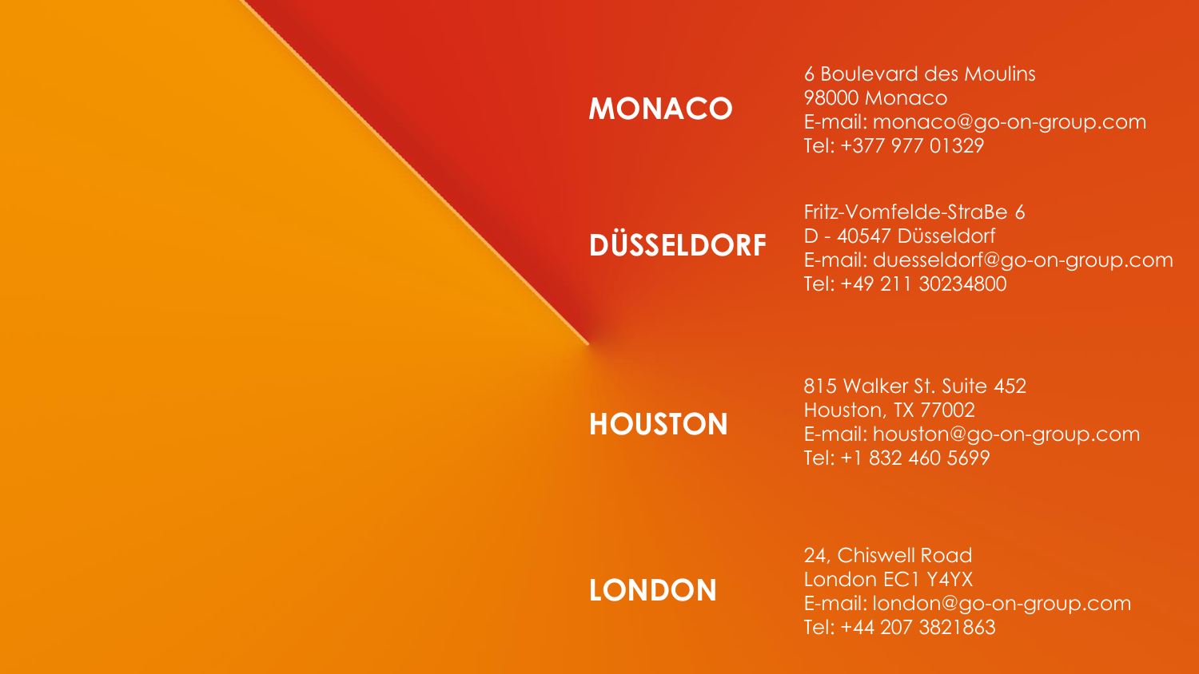## MONACO

6 Boulevard des Moulins
98000 Monaco
E-mail: monaco@go-on-group.com
Tel: +377 977 01329

## DÜSSELDORF

Fritz-Vomfelde-StraBe 6
D - 40547 Düsseldorf
E-mail: duesseldorf@go-on-group.com
Tel: +49 211 30234800

## HOUSTON

815 Walker St. Suite 452
Houston, TX 77002
E-mail: houston@go-on-group.com
Tel: +1 832 460 5699

## LONDON

24, Chiswell Road
London EC1 Y4YX
E-mail: london@go-on-group.com
Tel: +44 207 3821863